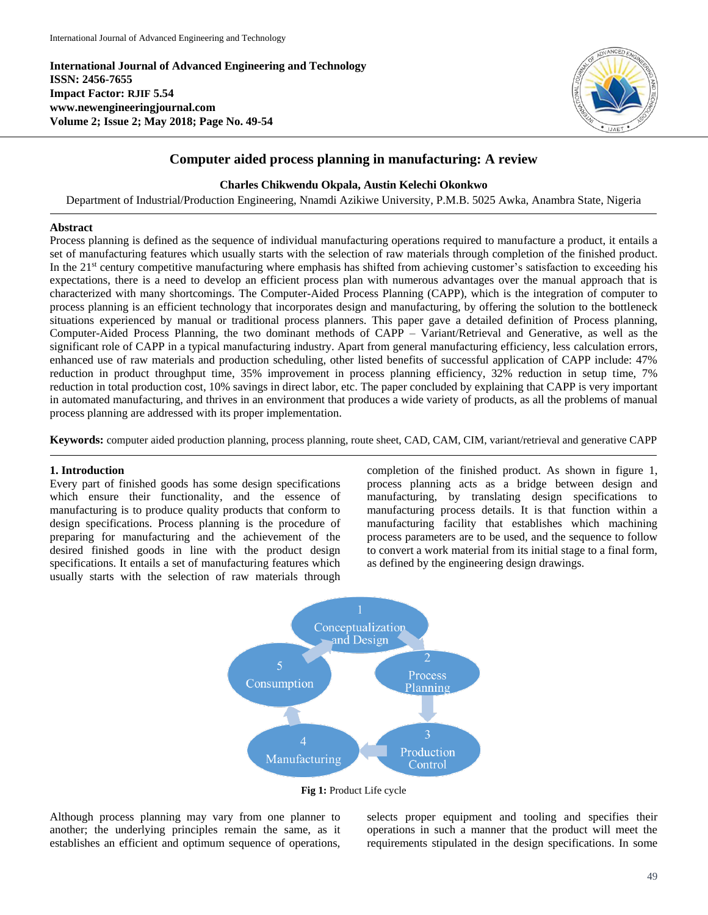International Journal of Advanced Engineering and Technology
ISSN: 2456-7655
Impact Factor: RJIF 5.54
www.newengineeringjournal.com
Volume 2; Issue 2; May 2018; Page No. 49-54

# Computer aided process planning in manufacturing: A review

**Charles Chikwendu Okpala, Austin Kelechi Okonkwo**

Department of Industrial/Production Engineering, Nnamdi Azikiwe University, P.M.B. 5025 Awka, Anambra State, Nigeria

## Abstract

Process planning is defined as the sequence of individual manufacturing operations required to manufacture a product, it entails a set of manufacturing features which usually starts with the selection of raw materials through completion of the finished product. In the 21st century competitive manufacturing where emphasis has shifted from achieving customer's satisfaction to exceeding his expectations, there is a need to develop an efficient process plan with numerous advantages over the manual approach that is characterized with many shortcomings. The Computer-Aided Process Planning (CAPP), which is the integration of computer to process planning is an efficient technology that incorporates design and manufacturing, by offering the solution to the bottleneck situations experienced by manual or traditional process planners. This paper gave a detailed definition of Process planning, Computer-Aided Process Planning, the two dominant methods of CAPP – Variant/Retrieval and Generative, as well as the significant role of CAPP in a typical manufacturing industry. Apart from general manufacturing efficiency, less calculation errors, enhanced use of raw materials and production scheduling, other listed benefits of successful application of CAPP include: 47% reduction in product throughput time, 35% improvement in process planning efficiency, 32% reduction in setup time, 7% reduction in total production cost, 10% savings in direct labor, etc. The paper concluded by explaining that CAPP is very important in automated manufacturing, and thrives in an environment that produces a wide variety of products, as all the problems of manual process planning are addressed with its proper implementation.

**Keywords:** computer aided production planning, process planning, route sheet, CAD, CAM, CIM, variant/retrieval and generative CAPP

## 1. Introduction

Every part of finished goods has some design specifications which ensure their functionality, and the essence of manufacturing is to produce quality products that conform to design specifications. Process planning is the procedure of preparing for manufacturing and the achievement of the desired finished goods in line with the product design specifications. It entails a set of manufacturing features which usually starts with the selection of raw materials through completion of the finished product. As shown in figure 1, process planning acts as a bridge between design and manufacturing, by translating design specifications to manufacturing process details. It is that function within a manufacturing facility that establishes which machining process parameters are to be used, and the sequence to follow to convert a work material from its initial stage to a final form, as defined by the engineering design drawings.

1 Conceptualization and Design → 2 Process Planning → 3 Production Control → 4 Manufacturing → 5 Consumption → 1

**Fig 1:** Product Life cycle

Although process planning may vary from one planner to another; the underlying principles remain the same, as it establishes an efficient and optimum sequence of operations, selects proper equipment and tooling and specifies their operations in such a manner that the product will meet the requirements stipulated in the design specifications. In some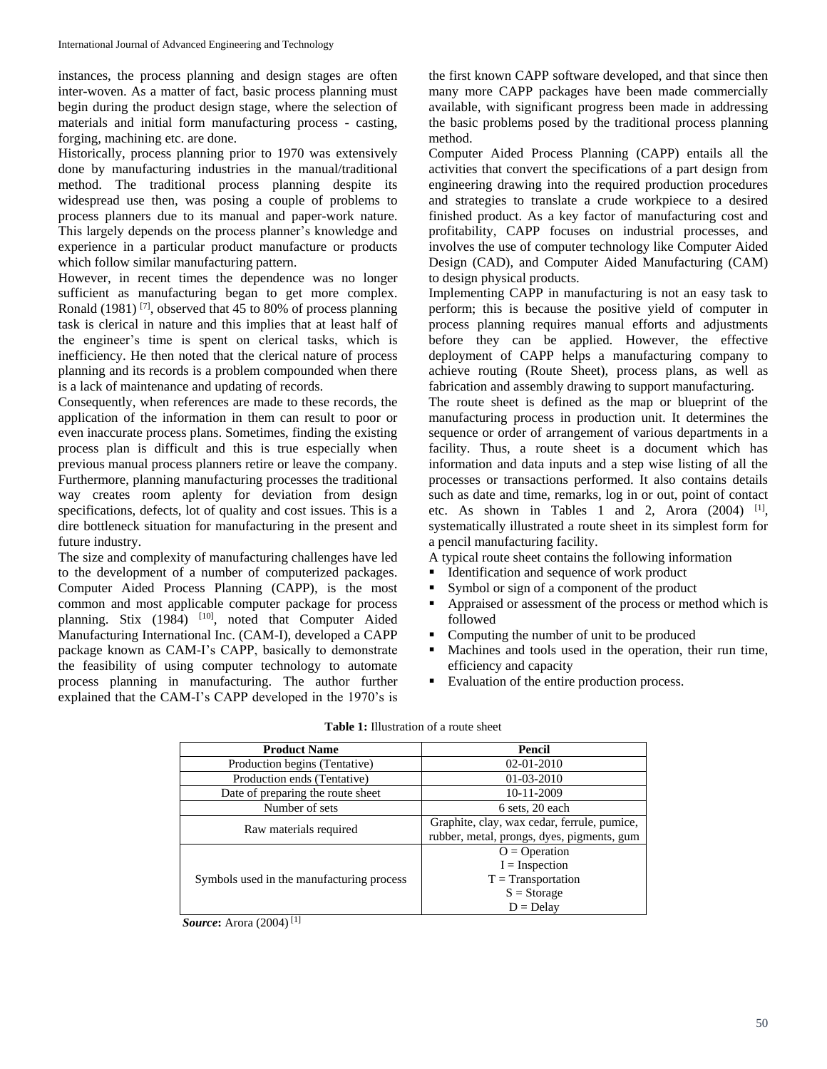instances, the process planning and design stages are often inter-woven. As a matter of fact, basic process planning must begin during the product design stage, where the selection of materials and initial form manufacturing process - casting, forging, machining etc. are done.

Historically, process planning prior to 1970 was extensively done by manufacturing industries in the manual/traditional method. The traditional process planning despite its widespread use then, was posing a couple of problems to process planners due to its manual and paper-work nature. This largely depends on the process planner's knowledge and experience in a particular product manufacture or products which follow similar manufacturing pattern.

However, in recent times the dependence was no longer sufficient as manufacturing began to get more complex. Ronald (1981) [7], observed that 45 to 80% of process planning task is clerical in nature and this implies that at least half of the engineer's time is spent on clerical tasks, which is inefficiency. He then noted that the clerical nature of process planning and its records is a problem compounded when there is a lack of maintenance and updating of records.

Consequently, when references are made to these records, the application of the information in them can result to poor or even inaccurate process plans. Sometimes, finding the existing process plan is difficult and this is true especially when previous manual process planners retire or leave the company. Furthermore, planning manufacturing processes the traditional way creates room aplenty for deviation from design specifications, defects, lot of quality and cost issues. This is a dire bottleneck situation for manufacturing in the present and future industry.

The size and complexity of manufacturing challenges have led to the development of a number of computerized packages. Computer Aided Process Planning (CAPP), is the most common and most applicable computer package for process planning. Stix (1984) [10], noted that Computer Aided Manufacturing International Inc. (CAM-I), developed a CAPP package known as CAM-I's CAPP, basically to demonstrate the feasibility of using computer technology to automate process planning in manufacturing. The author further explained that the CAM-I's CAPP developed in the 1970's is the first known CAPP software developed, and that since then many more CAPP packages have been made commercially available, with significant progress been made in addressing the basic problems posed by the traditional process planning method.

Computer Aided Process Planning (CAPP) entails all the activities that convert the specifications of a part design from engineering drawing into the required production procedures and strategies to translate a crude workpiece to a desired finished product. As a key factor of manufacturing cost and profitability, CAPP focuses on industrial processes, and involves the use of computer technology like Computer Aided Design (CAD), and Computer Aided Manufacturing (CAM) to design physical products.

Implementing CAPP in manufacturing is not an easy task to perform; this is because the positive yield of computer in process planning requires manual efforts and adjustments before they can be applied. However, the effective deployment of CAPP helps a manufacturing company to achieve routing (Route Sheet), process plans, as well as fabrication and assembly drawing to support manufacturing.

The route sheet is defined as the map or blueprint of the manufacturing process in production unit. It determines the sequence or order of arrangement of various departments in a facility. Thus, a route sheet is a document which has information and data inputs and a step wise listing of all the processes or transactions performed. It also contains details such as date and time, remarks, log in or out, point of contact etc. As shown in Tables 1 and 2, Arora (2004) [1], systematically illustrated a route sheet in its simplest form for a pencil manufacturing facility.

A typical route sheet contains the following information

- Identification and sequence of work product
- Symbol or sign of a component of the product
- Appraised or assessment of the process or method which is followed
- Computing the number of unit to be produced
- Machines and tools used in the operation, their run time, efficiency and capacity
- Evaluation of the entire production process.

**Table 1:** Illustration of a route sheet

| Product Name | Pencil |
|---|---|
| Production begins (Tentative) | 02-01-2010 |
| Production ends (Tentative) | 01-03-2010 |
| Date of preparing the route sheet | 10-11-2009 |
| Number of sets | 6 sets, 20 each |
| Raw materials required | Graphite, clay, wax cedar, ferrule, pumice, rubber, metal, prongs, dyes, pigments, gum |
| Symbols used in the manufacturing process | O = Operation<br>I = Inspection<br>T = Transportation<br>S = Storage<br>D = Delay |

***Source*:** Arora (2004) [1]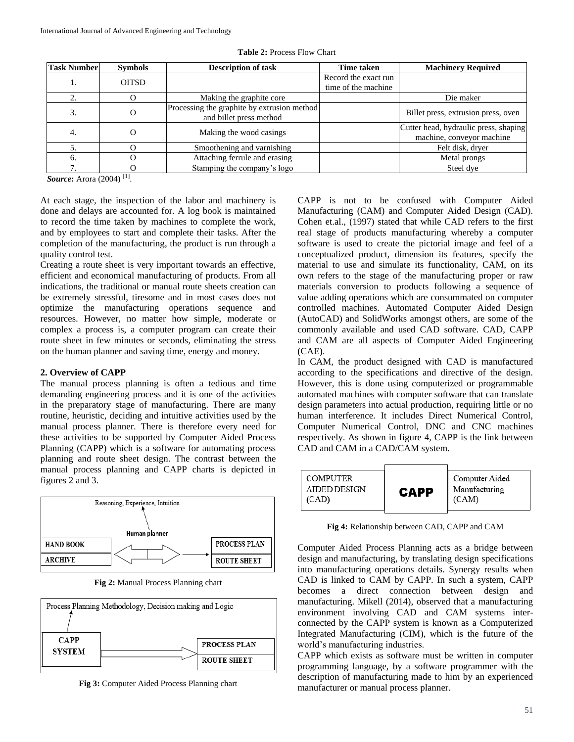**Table 2:** Process Flow Chart

| Task Number | Symbols | Description of task | Time taken | Machinery Required |
|---|---|---|---|---|
| 1. | OITSD | | Record the exact run time of the machine | |
| 2. | O | Making the graphite core | | Die maker |
| 3. | O | Processing the graphite by extrusion method and billet press method | | Billet press, extrusion press, oven |
| 4. | O | Making the wood casings | | Cutter head, hydraulic press, shaping machine, conveyor machine |
| 5. | O | Smoothening and varnishing | | Felt disk, dryer |
| 6. | O | Attaching ferrule and erasing | | Metal prongs |
| 7. | O | Stamping the company's logo | | Steel dye |

***Source*:** Arora (2004) [1].

At each stage, the inspection of the labor and machinery is done and delays are accounted for. A log book is maintained to record the time taken by machines to complete the work, and by employees to start and complete their tasks. After the completion of the manufacturing, the product is run through a quality control test.

Creating a route sheet is very important towards an effective, efficient and economical manufacturing of products. From all indications, the traditional or manual route sheets creation can be extremely stressful, tiresome and in most cases does not optimize the manufacturing operations sequence and resources. However, no matter how simple, moderate or complex a process is, a computer program can create their route sheet in few minutes or seconds, eliminating the stress on the human planner and saving time, energy and money.

## 2. Overview of CAPP

The manual process planning is often a tedious and time demanding engineering process and it is one of the activities in the preparatory stage of manufacturing. There are many routine, heuristic, deciding and intuitive activities used by the manual process planner. There is therefore every need for these activities to be supported by Computer Aided Process Planning (CAPP) which is a software for automating process planning and route sheet design. The contrast between the manual process planning and CAPP charts is depicted in figures 2 and 3.

Reasoning, Experience, Intuition

Human planner

HAND BOOK | ARCHIVE → PROCESS PLAN | ROUTE SHEET

**Fig 2:** Manual Process Planning chart

Process Planning Methodology, Decision making and Logic

CAPP SYSTEM → PROCESS PLAN | ROUTE SHEET

**Fig 3:** Computer Aided Process Planning chart

CAPP is not to be confused with Computer Aided Manufacturing (CAM) and Computer Aided Design (CAD). Cohen et.al., (1997) stated that while CAD refers to the first real stage of products manufacturing whereby a computer software is used to create the pictorial image and feel of a conceptualized product, dimension its features, specify the material to use and simulate its functionality, CAM, on its own refers to the stage of the manufacturing proper or raw materials conversion to products following a sequence of value adding operations which are consummated on computer controlled machines. Automated Computer Aided Design (AutoCAD) and SolidWorks amongst others, are some of the commonly available and used CAD software. CAD, CAPP and CAM are all aspects of Computer Aided Engineering (CAE).

In CAM, the product designed with CAD is manufactured according to the specifications and directive of the design. However, this is done using computerized or programmable automated machines with computer software that can translate design parameters into actual production, requiring little or no human interference. It includes Direct Numerical Control, Computer Numerical Control, DNC and CNC machines respectively. As shown in figure 4, CAPP is the link between CAD and CAM in a CAD/CAM system.

COMPUTER AIDED DESIGN (CAD) | CAPP | Computer Aided Manufacturing (CAM)

**Fig 4:** Relationship between CAD, CAPP and CAM

Computer Aided Process Planning acts as a bridge between design and manufacturing, by translating design specifications into manufacturing operations details. Synergy results when CAD is linked to CAM by CAPP. In such a system, CAPP becomes a direct connection between design and manufacturing. Mikell (2014), observed that a manufacturing environment involving CAD and CAM systems inter-connected by the CAPP system is known as a Computerized Integrated Manufacturing (CIM), which is the future of the world's manufacturing industries.

CAPP which exists as software must be written in computer programming language, by a software programmer with the description of manufacturing made to him by an experienced manufacturer or manual process planner.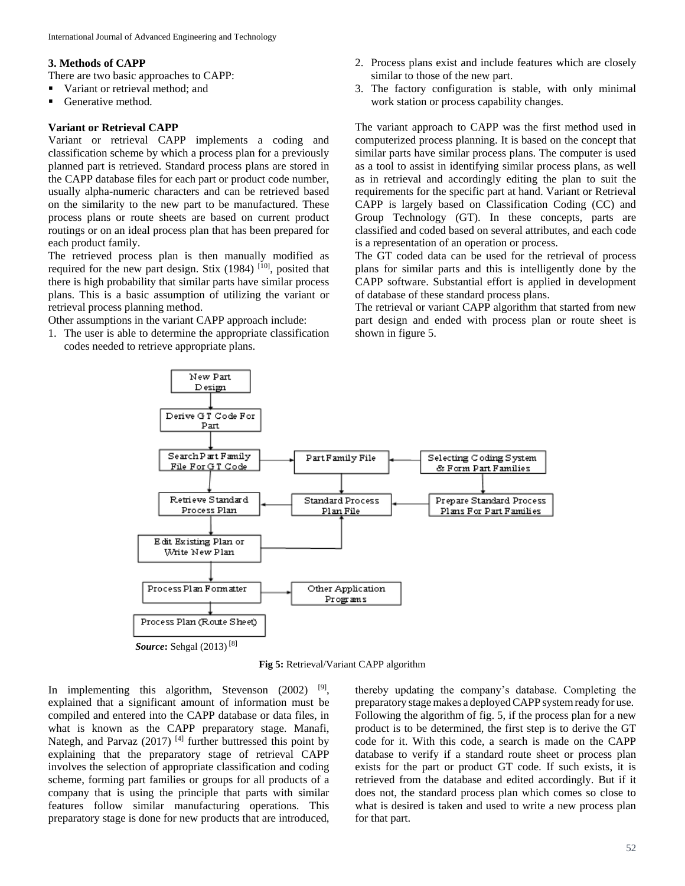### 3. Methods of CAPP

There are two basic approaches to CAPP:

- Variant or retrieval method; and
- Generative method.

#### Variant or Retrieval CAPP

Variant or retrieval CAPP implements a coding and classification scheme by which a process plan for a previously planned part is retrieved. Standard process plans are stored in the CAPP database files for each part or product code number, usually alpha-numeric characters and can be retrieved based on the similarity to the new part to be manufactured. These process plans or route sheets are based on current product routings or on an ideal process plan that has been prepared for each product family.

The retrieved process plan is then manually modified as required for the new part design. Stix (1984) [10], posited that there is high probability that similar parts have similar process plans. This is a basic assumption of utilizing the variant or retrieval process planning method.

Other assumptions in the variant CAPP approach include:

1. The user is able to determine the appropriate classification codes needed to retrieve appropriate plans.
2. Process plans exist and include features which are closely similar to those of the new part.
3. The factory configuration is stable, with only minimal work station or process capability changes.

The variant approach to CAPP was the first method used in computerized process planning. It is based on the concept that similar parts have similar process plans. The computer is used as a tool to assist in identifying similar process plans, as well as in retrieval and accordingly editing the plan to suit the requirements for the specific part at hand. Variant or Retrieval CAPP is largely based on Classification Coding (CC) and Group Technology (GT). In these concepts, parts are classified and coded based on several attributes, and each code is a representation of an operation or process.

The GT coded data can be used for the retrieval of process plans for similar parts and this is intelligently done by the CAPP software. Substantial effort is applied in development of database of these standard process plans.

The retrieval or variant CAPP algorithm that started from new part design and ended with process plan or route sheet is shown in figure 5.

New Part Design → Derive G T Code For Part → Search Part Family File For GT Code → Retrieve Standard Process Plan → Edit Existing Plan or Write New Plan → Process Plan Formatter → Process Plan (Route Sheet)

Part Family File; Selecting Coding System & Form Part Families; Standard Process Plan File; Prepare Standard Process Plans For Part Families; Other Application Programs

***Source*:** Sehgal (2013) [8]

**Fig 5:** Retrieval/Variant CAPP algorithm

In implementing this algorithm, Stevenson (2002) [9], explained that a significant amount of information must be compiled and entered into the CAPP database or data files, in what is known as the CAPP preparatory stage. Manafi, Nategh, and Parvaz (2017) [4] further buttressed this point by explaining that the preparatory stage of retrieval CAPP involves the selection of appropriate classification and coding scheme, forming part families or groups for all products of a company that is using the principle that parts with similar features follow similar manufacturing operations. This preparatory stage is done for new products that are introduced, thereby updating the company's database. Completing the preparatory stage makes a deployed CAPP system ready for use.

Following the algorithm of fig. 5, if the process plan for a new product is to be determined, the first step is to derive the GT code for it. With this code, a search is made on the CAPP database to verify if a standard route sheet or process plan exists for the part or product GT code. If such exists, it is retrieved from the database and edited accordingly. But if it does not, the standard process plan which comes so close to what is desired is taken and used to write a new process plan for that part.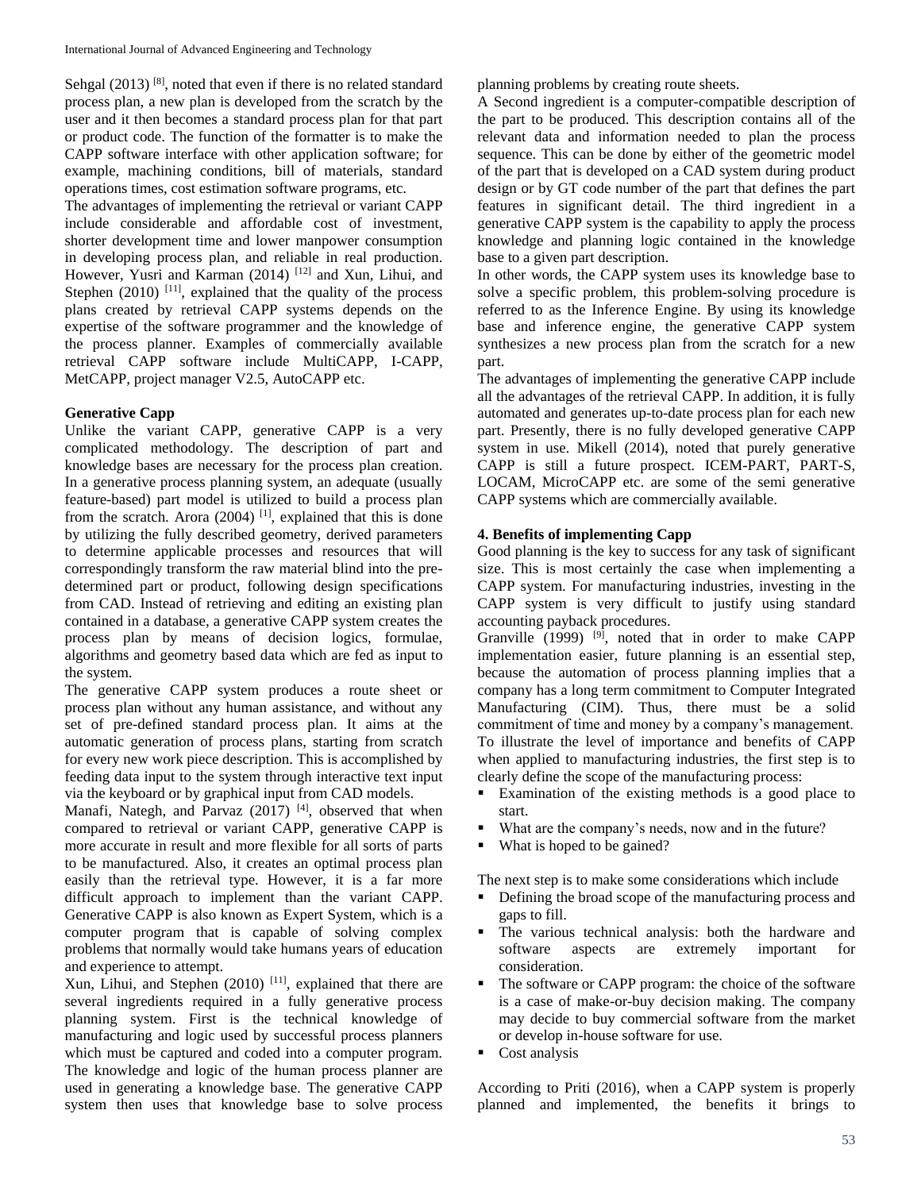Sehgal (2013) [8], noted that even if there is no related standard process plan, a new plan is developed from the scratch by the user and it then becomes a standard process plan for that part or product code. The function of the formatter is to make the CAPP software interface with other application software; for example, machining conditions, bill of materials, standard operations times, cost estimation software programs, etc.

The advantages of implementing the retrieval or variant CAPP include considerable and affordable cost of investment, shorter development time and lower manpower consumption in developing process plan, and reliable in real production. However, Yusri and Karman (2014) [12] and Xun, Lihui, and Stephen (2010) [11], explained that the quality of the process plans created by retrieval CAPP systems depends on the expertise of the software programmer and the knowledge of the process planner. Examples of commercially available retrieval CAPP software include MultiCAPP, I-CAPP, MetCAPP, project manager V2.5, AutoCAPP etc.

**Generative Capp**

Unlike the variant CAPP, generative CAPP is a very complicated methodology. The description of part and knowledge bases are necessary for the process plan creation. In a generative process planning system, an adequate (usually feature-based) part model is utilized to build a process plan from the scratch. Arora (2004) [1], explained that this is done by utilizing the fully described geometry, derived parameters to determine applicable processes and resources that will correspondingly transform the raw material blind into the pre-determined part or product, following design specifications from CAD. Instead of retrieving and editing an existing plan contained in a database, a generative CAPP system creates the process plan by means of decision logics, formulae, algorithms and geometry based data which are fed as input to the system.

The generative CAPP system produces a route sheet or process plan without any human assistance, and without any set of pre-defined standard process plan. It aims at the automatic generation of process plans, starting from scratch for every new work piece description. This is accomplished by feeding data input to the system through interactive text input via the keyboard or by graphical input from CAD models.

Manafi, Nategh, and Parvaz (2017) [4], observed that when compared to retrieval or variant CAPP, generative CAPP is more accurate in result and more flexible for all sorts of parts to be manufactured. Also, it creates an optimal process plan easily than the retrieval type. However, it is a far more difficult approach to implement than the variant CAPP. Generative CAPP is also known as Expert System, which is a computer program that is capable of solving complex problems that normally would take humans years of education and experience to attempt.

Xun, Lihui, and Stephen (2010) [11], explained that there are several ingredients required in a fully generative process planning system. First is the technical knowledge of manufacturing and logic used by successful process planners which must be captured and coded into a computer program. The knowledge and logic of the human process planner are used in generating a knowledge base. The generative CAPP system then uses that knowledge base to solve process planning problems by creating route sheets.

A Second ingredient is a computer-compatible description of the part to be produced. This description contains all of the relevant data and information needed to plan the process sequence. This can be done by either of the geometric model of the part that is developed on a CAD system during product design or by GT code number of the part that defines the part features in significant detail. The third ingredient in a generative CAPP system is the capability to apply the process knowledge and planning logic contained in the knowledge base to a given part description.

In other words, the CAPP system uses its knowledge base to solve a specific problem, this problem-solving procedure is referred to as the Inference Engine. By using its knowledge base and inference engine, the generative CAPP system synthesizes a new process plan from the scratch for a new part.

The advantages of implementing the generative CAPP include all the advantages of the retrieval CAPP. In addition, it is fully automated and generates up-to-date process plan for each new part. Presently, there is no fully developed generative CAPP system in use. Mikell (2014), noted that purely generative CAPP is still a future prospect. ICEM-PART, PART-S, LOCAM, MicroCAPP etc. are some of the semi generative CAPP systems which are commercially available.

## 4. Benefits of implementing Capp

Good planning is the key to success for any task of significant size. This is most certainly the case when implementing a CAPP system. For manufacturing industries, investing in the CAPP system is very difficult to justify using standard accounting payback procedures.

Granville (1999) [9], noted that in order to make CAPP implementation easier, future planning is an essential step, because the automation of process planning implies that a company has a long term commitment to Computer Integrated Manufacturing (CIM). Thus, there must be a solid commitment of time and money by a company's management.

To illustrate the level of importance and benefits of CAPP when applied to manufacturing industries, the first step is to clearly define the scope of the manufacturing process:

- Examination of the existing methods is a good place to start.
- What are the company's needs, now and in the future?
- What is hoped to be gained?

The next step is to make some considerations which include

- Defining the broad scope of the manufacturing process and gaps to fill.
- The various technical analysis: both the hardware and software aspects are extremely important for consideration.
- The software or CAPP program: the choice of the software is a case of make-or-buy decision making. The company may decide to buy commercial software from the market or develop in-house software for use.
- Cost analysis

According to Priti (2016), when a CAPP system is properly planned and implemented, the benefits it brings to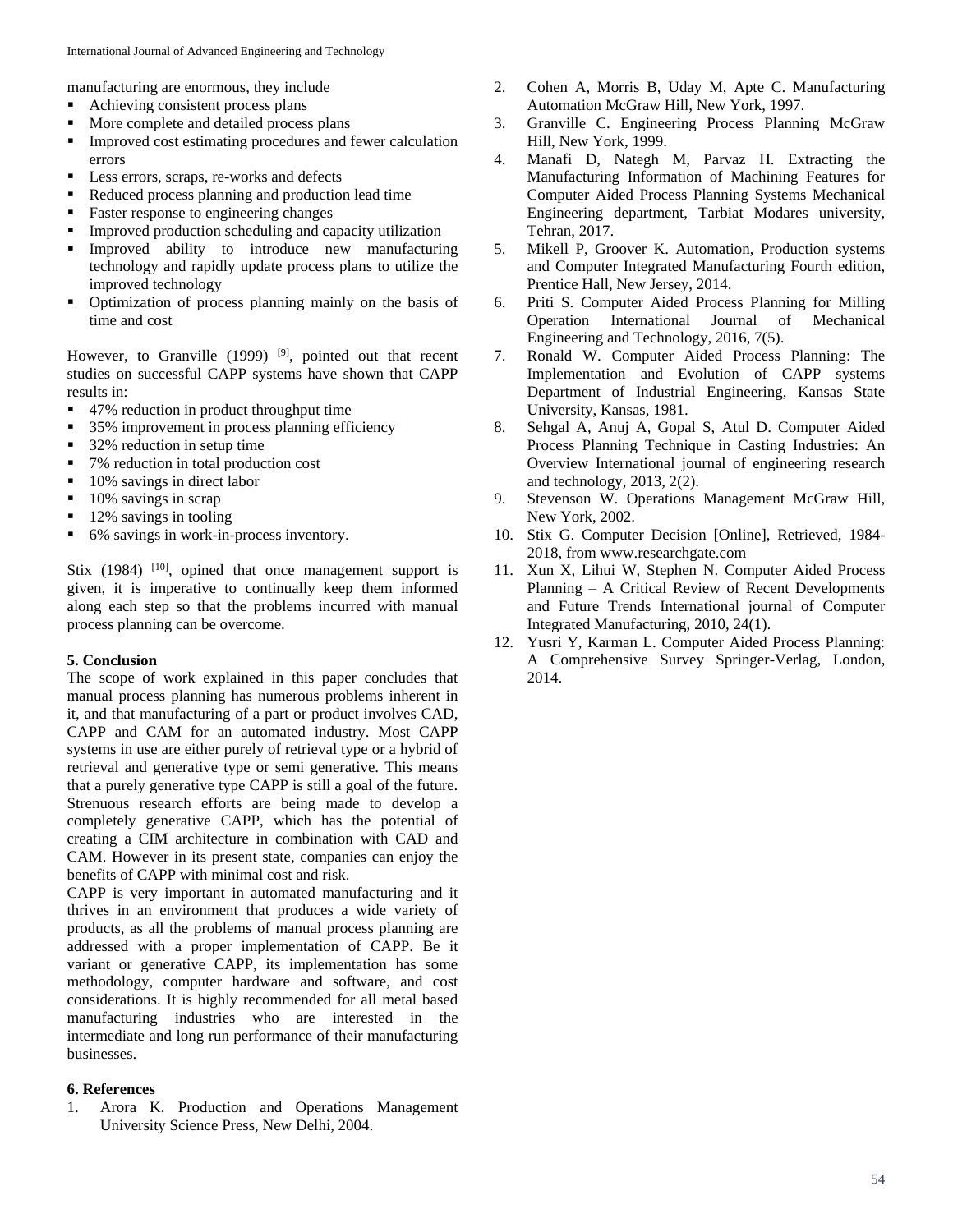manufacturing are enormous, they include

- Achieving consistent process plans
- More complete and detailed process plans
- Improved cost estimating procedures and fewer calculation errors
- Less errors, scraps, re-works and defects
- Reduced process planning and production lead time
- Faster response to engineering changes
- Improved production scheduling and capacity utilization
- Improved ability to introduce new manufacturing technology and rapidly update process plans to utilize the improved technology
- Optimization of process planning mainly on the basis of time and cost

However, to Granville (1999) [9], pointed out that recent studies on successful CAPP systems have shown that CAPP results in:

- 47% reduction in product throughput time
- 35% improvement in process planning efficiency
- 32% reduction in setup time
- 7% reduction in total production cost
- 10% savings in direct labor
- 10% savings in scrap
- 12% savings in tooling
- 6% savings in work-in-process inventory.

Stix (1984) [10], opined that once management support is given, it is imperative to continually keep them informed along each step so that the problems incurred with manual process planning can be overcome.

## 5. Conclusion

The scope of work explained in this paper concludes that manual process planning has numerous problems inherent in it, and that manufacturing of a part or product involves CAD, CAPP and CAM for an automated industry. Most CAPP systems in use are either purely of retrieval type or a hybrid of retrieval and generative type or semi generative. This means that a purely generative type CAPP is still a goal of the future. Strenuous research efforts are being made to develop a completely generative CAPP, which has the potential of creating a CIM architecture in combination with CAD and CAM. However in its present state, companies can enjoy the benefits of CAPP with minimal cost and risk.

CAPP is very important in automated manufacturing and it thrives in an environment that produces a wide variety of products, as all the problems of manual process planning are addressed with a proper implementation of CAPP. Be it variant or generative CAPP, its implementation has some methodology, computer hardware and software, and cost considerations. It is highly recommended for all metal based manufacturing industries who are interested in the intermediate and long run performance of their manufacturing businesses.

## 6. References

1. Arora K. Production and Operations Management University Science Press, New Delhi, 2004.
2. Cohen A, Morris B, Uday M, Apte C. Manufacturing Automation McGraw Hill, New York, 1997.
3. Granville C. Engineering Process Planning McGraw Hill, New York, 1999.
4. Manafi D, Nategh M, Parvaz H. Extracting the Manufacturing Information of Machining Features for Computer Aided Process Planning Systems Mechanical Engineering department, Tarbiat Modares university, Tehran, 2017.
5. Mikell P, Groover K. Automation, Production systems and Computer Integrated Manufacturing Fourth edition, Prentice Hall, New Jersey, 2014.
6. Priti S. Computer Aided Process Planning for Milling Operation International Journal of Mechanical Engineering and Technology, 2016, 7(5).
7. Ronald W. Computer Aided Process Planning: The Implementation and Evolution of CAPP systems Department of Industrial Engineering, Kansas State University, Kansas, 1981.
8. Sehgal A, Anuj A, Gopal S, Atul D. Computer Aided Process Planning Technique in Casting Industries: An Overview International journal of engineering research and technology, 2013, 2(2).
9. Stevenson W. Operations Management McGraw Hill, New York, 2002.
10. Stix G. Computer Decision [Online], Retrieved, 1984-2018, from www.researchgate.com
11. Xun X, Lihui W, Stephen N. Computer Aided Process Planning – A Critical Review of Recent Developments and Future Trends International journal of Computer Integrated Manufacturing, 2010, 24(1).
12. Yusri Y, Karman L. Computer Aided Process Planning: A Comprehensive Survey Springer-Verlag, London, 2014.